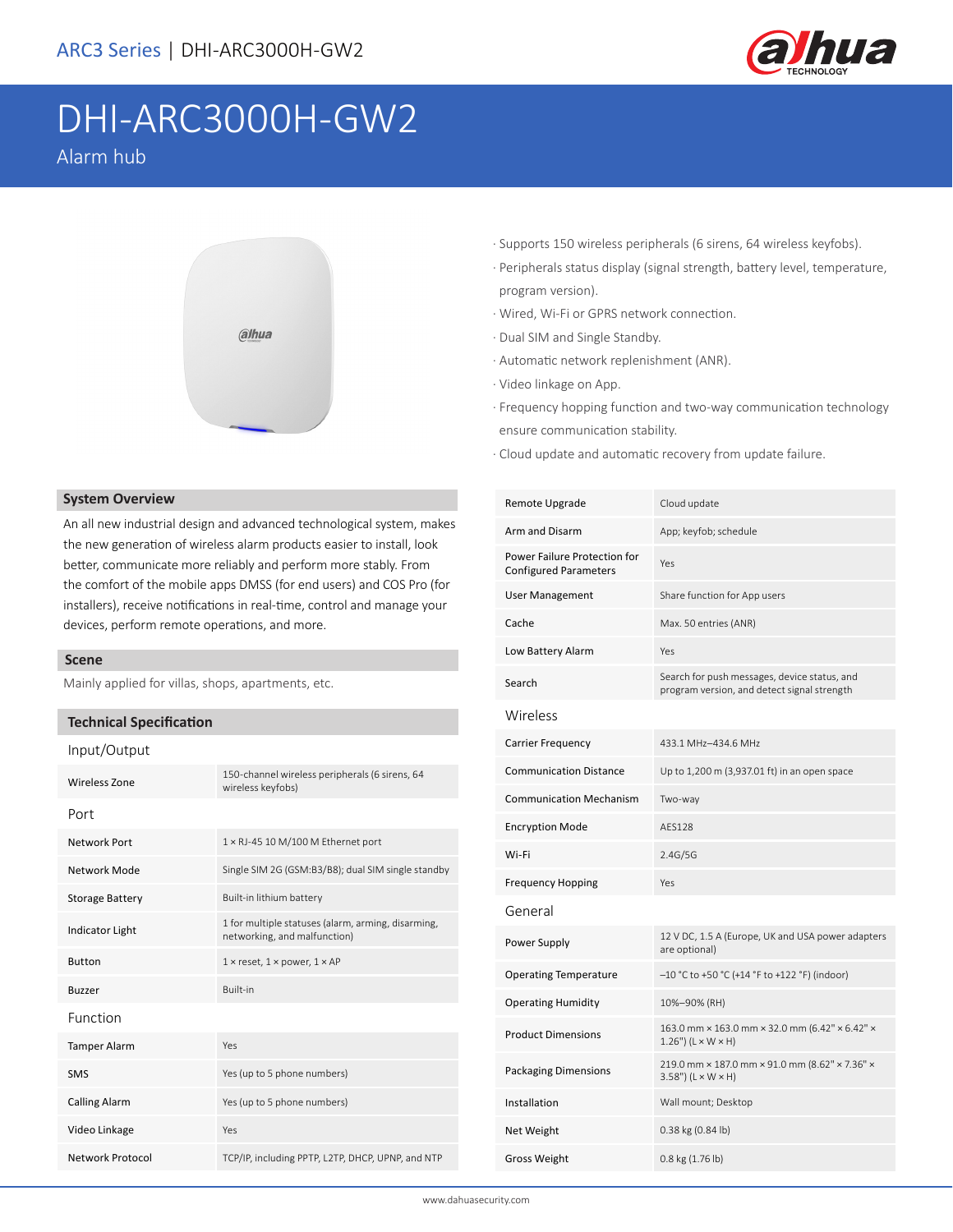ARC3 Series | DHI-ARC3000H-GW2

# DHI-ARC3000H-GW2

Alarm hub

· Supports 150 wireless peripherals (6 sirens, 64 wireless keyfobs).
· Peripherals status display (signal strength, battery level, temperature, program version).
· Wired, Wi-Fi or GPRS network connection.
· Dual SIM and Single Standby.
· Automatic network replenishment (ANR).
· Video linkage on App.
· Frequency hopping function and two-way communication technology ensure communication stability.
· Cloud update and automatic recovery from update failure.

## System Overview

An all new industrial design and advanced technological system, makes the new generation of wireless alarm products easier to install, look better, communicate more reliably and perform more stably. From the comfort of the mobile apps DMSS (for end users) and COS Pro (for installers), receive notifications in real-time, control and manage your devices, perform remote operations, and more.

## Scene

Mainly applied for villas, shops, apartments, etc.

## Technical Specification

| Input/Output | |
|---|---|
| Wireless Zone | 150-channel wireless peripherals (6 sirens, 64 wireless keyfobs) |
| **Port** | |
| Network Port | 1 × RJ-45 10 M/100 M Ethernet port |
| Network Mode | Single SIM 2G (GSM:B3/B8); dual SIM single standby |
| Storage Battery | Built-in lithium battery |
| Indicator Light | 1 for multiple statuses (alarm, arming, disarming, networking, and malfunction) |
| Button | 1 × reset, 1 × power, 1 × AP |
| Buzzer | Built-in |
| **Function** | |
| Tamper Alarm | Yes |
| SMS | Yes (up to 5 phone numbers) |
| Calling Alarm | Yes (up to 5 phone numbers) |
| Video Linkage | Yes |
| Network Protocol | TCP/IP, including PPTP, L2TP, DHCP, UPNP, and NTP |
| Remote Upgrade | Cloud update |
| Arm and Disarm | App; keyfob; schedule |
| Power Failure Protection for Configured Parameters | Yes |
| User Management | Share function for App users |
| Cache | Max. 50 entries (ANR) |
| Low Battery Alarm | Yes |
| Search | Search for push messages, device status, and program version, and detect signal strength |
| **Wireless** | |
| Carrier Frequency | 433.1 MHz–434.6 MHz |
| Communication Distance | Up to 1,200 m (3,937.01 ft) in an open space |
| Communication Mechanism | Two-way |
| Encryption Mode | AES128 |
| Wi-Fi | 2.4G/5G |
| Frequency Hopping | Yes |
| **General** | |
| Power Supply | 12 V DC, 1.5 A (Europe, UK and USA power adapters are optional) |
| Operating Temperature | –10 °C to +50 °C (+14 °F to +122 °F) (indoor) |
| Operating Humidity | 10%–90% (RH) |
| Product Dimensions | 163.0 mm × 163.0 mm × 32.0 mm (6.42" × 6.42" × 1.26") (L × W × H) |
| Packaging Dimensions | 219.0 mm × 187.0 mm × 91.0 mm (8.62" × 7.36" × 3.58") (L × W × H) |
| Installation | Wall mount; Desktop |
| Net Weight | 0.38 kg (0.84 lb) |
| Gross Weight | 0.8 kg (1.76 lb) |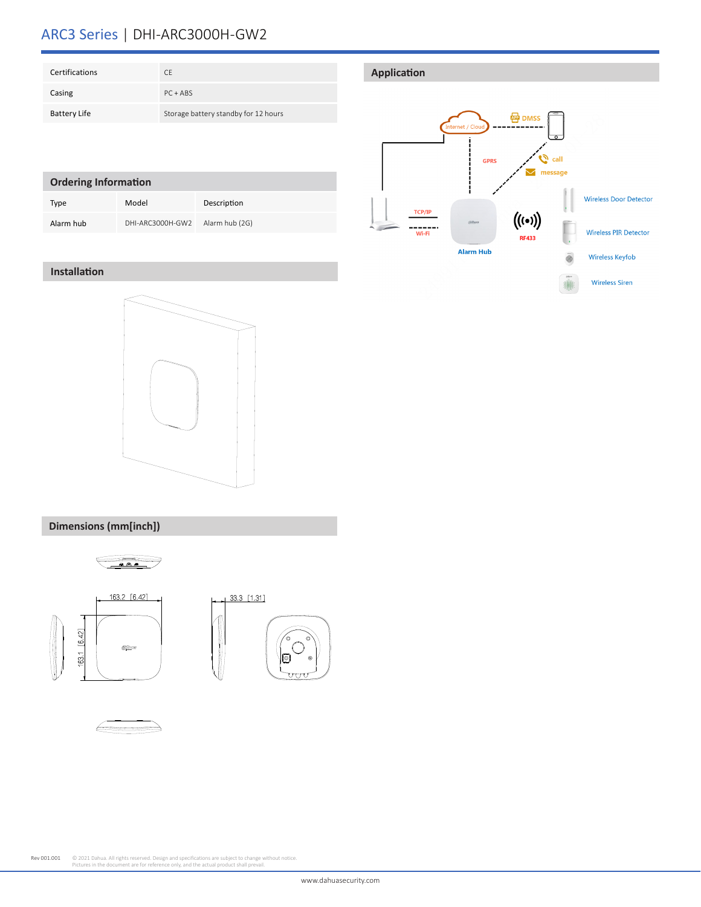| | |
|---|---|
| Certifications | CE |
| Casing | PC + ABS |
| Battery Life | Storage battery standby for 12 hours |

## Ordering Information

| Type | Model | Description |
|---|---|---|
| Alarm hub | DHI-ARC3000H-GW2 | Alarm hub (2G) |

## Installation

## Dimensions (mm[inch])

163.2 [6.42]

163.1 [6.42]

33.3 [1.31]

## Application

Internet / Cloud

DMSS

GPRS

call

message

TCP/IP

Wi-Fi

Alarm Hub

RF433

Wireless Door Detector

Wireless PIR Detector

Wireless Keyfob

Wireless Siren

Rev 001.001 © 2021 Dahua. All rights reserved. Design and specifications are subject to change without notice.
Pictures in the document are for reference only, and the actual product shall prevail.

www.dahuasecurity.com